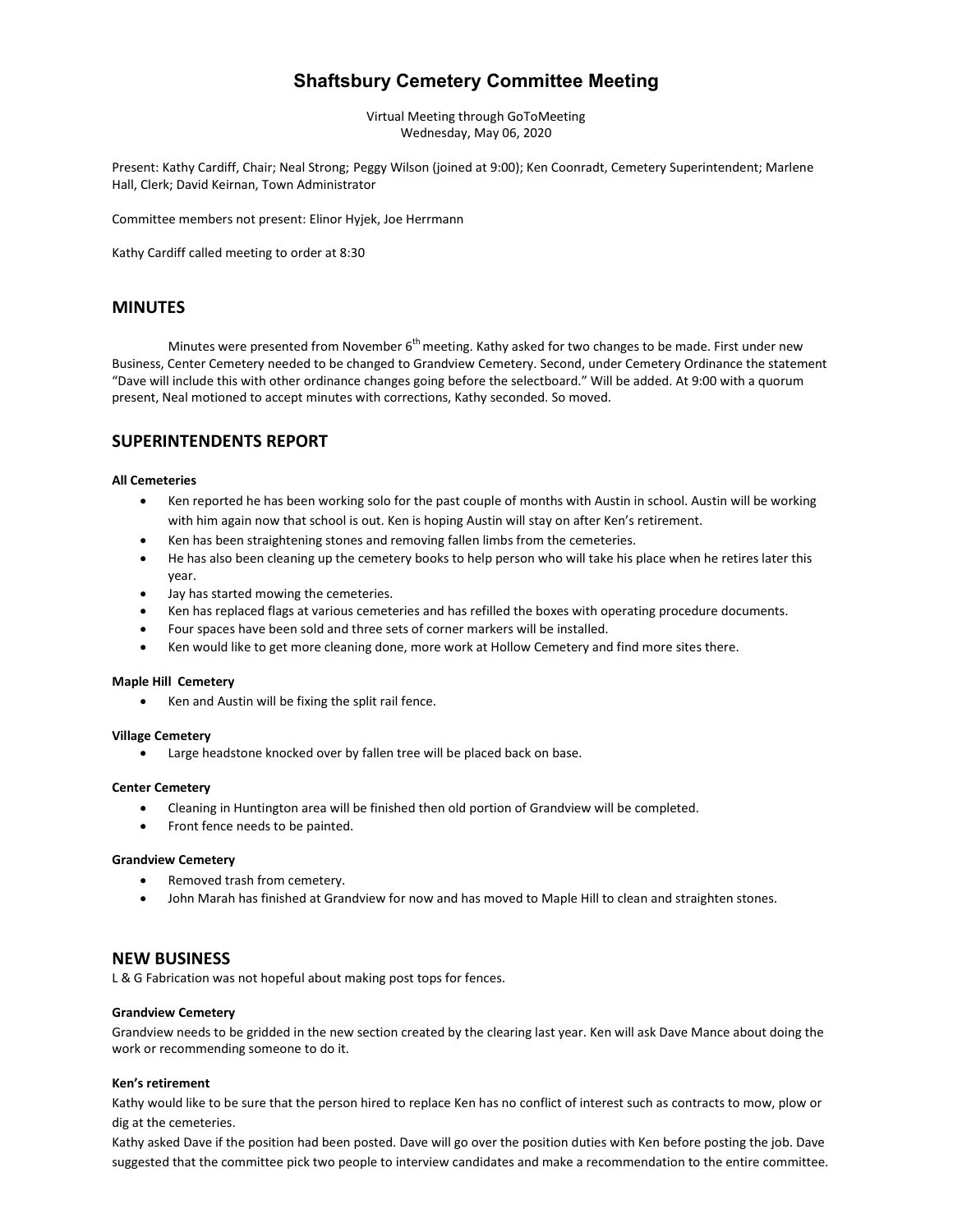# Shaftsbury Cemetery Committee Meeting

Virtual Meeting through GoToMeeting
Wednesday, May 06, 2020

Present: Kathy Cardiff, Chair; Neal Strong; Peggy Wilson (joined at 9:00); Ken Coonradt, Cemetery Superintendent; Marlene Hall, Clerk; David Keirnan, Town Administrator

Committee members not present: Elinor Hyjek, Joe Herrmann

Kathy Cardiff called meeting to order at 8:30

## MINUTES

Minutes were presented from November 6th meeting. Kathy asked for two changes to be made. First under new Business, Center Cemetery needed to be changed to Grandview Cemetery. Second, under Cemetery Ordinance the statement "Dave will include this with other ordinance changes going before the selectboard." Will be added. At 9:00 with a quorum present, Neal motioned to accept minutes with corrections, Kathy seconded. So moved.

## SUPERINTENDENTS REPORT

**All Cemeteries**

- Ken reported he has been working solo for the past couple of months with Austin in school. Austin will be working with him again now that school is out. Ken is hoping Austin will stay on after Ken's retirement.
- Ken has been straightening stones and removing fallen limbs from the cemeteries.
- He has also been cleaning up the cemetery books to help person who will take his place when he retires later this year.
- Jay has started mowing the cemeteries.
- Ken has replaced flags at various cemeteries and has refilled the boxes with operating procedure documents.
- Four spaces have been sold and three sets of corner markers will be installed.
- Ken would like to get more cleaning done, more work at Hollow Cemetery and find more sites there.

**Maple Hill Cemetery**

- Ken and Austin will be fixing the split rail fence.

**Village Cemetery**

- Large headstone knocked over by fallen tree will be placed back on base.

**Center Cemetery**

- Cleaning in Huntington area will be finished then old portion of Grandview will be completed.
- Front fence needs to be painted.

**Grandview Cemetery**

- Removed trash from cemetery.
- John Marah has finished at Grandview for now and has moved to Maple Hill to clean and straighten stones.

## NEW BUSINESS

L & G Fabrication was not hopeful about making post tops for fences.

**Grandview Cemetery**

Grandview needs to be gridded in the new section created by the clearing last year. Ken will ask Dave Mance about doing the work or recommending someone to do it.

**Ken's retirement**

Kathy would like to be sure that the person hired to replace Ken has no conflict of interest such as contracts to mow, plow or dig at the cemeteries.

Kathy asked Dave if the position had been posted. Dave will go over the position duties with Ken before posting the job. Dave suggested that the committee pick two people to interview candidates and make a recommendation to the entire committee.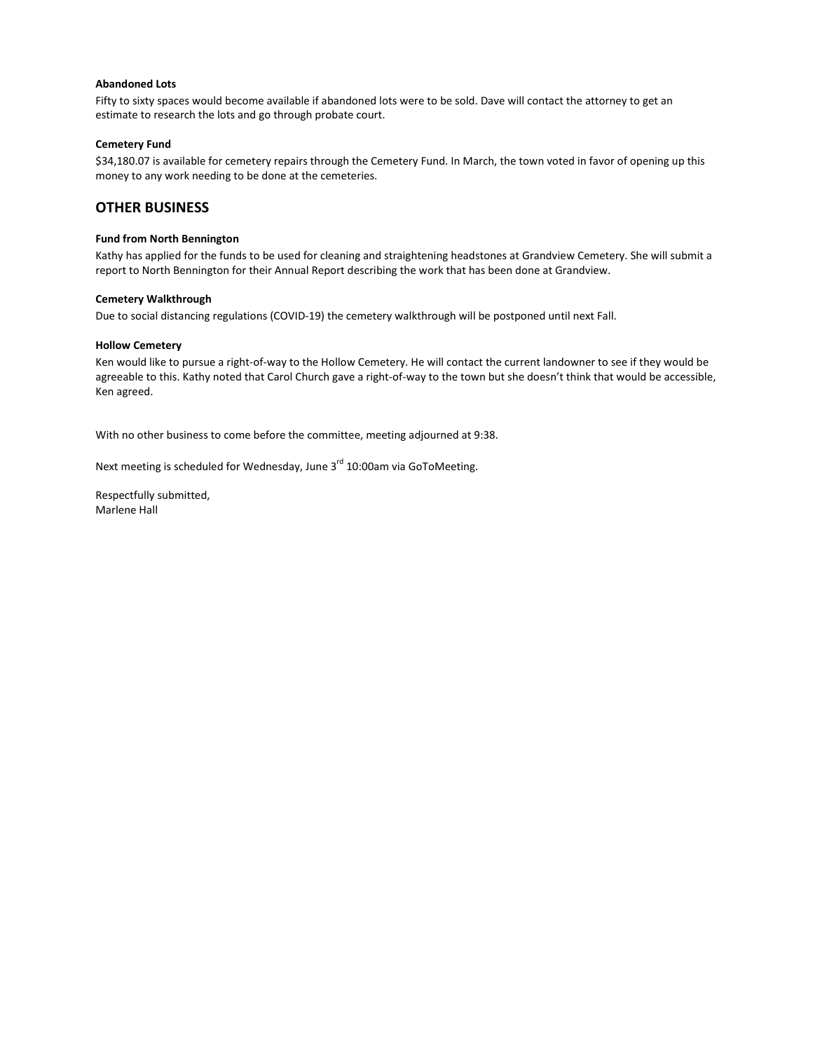**Abandoned Lots**

Fifty to sixty spaces would become available if abandoned lots were to be sold. Dave will contact the attorney to get an estimate to research the lots and go through probate court.

**Cemetery Fund**

$34,180.07 is available for cemetery repairs through the Cemetery Fund. In March, the town voted in favor of opening up this money to any work needing to be done at the cemeteries.

## OTHER BUSINESS

**Fund from North Bennington**

Kathy has applied for the funds to be used for cleaning and straightening headstones at Grandview Cemetery. She will submit a report to North Bennington for their Annual Report describing the work that has been done at Grandview.

**Cemetery Walkthrough**

Due to social distancing regulations (COVID-19) the cemetery walkthrough will be postponed until next Fall.

**Hollow Cemetery**

Ken would like to pursue a right-of-way to the Hollow Cemetery. He will contact the current landowner to see if they would be agreeable to this. Kathy noted that Carol Church gave a right-of-way to the town but she doesn't think that would be accessible, Ken agreed.

With no other business to come before the committee, meeting adjourned at 9:38.

Next meeting is scheduled for Wednesday, June 3rd 10:00am via GoToMeeting.

Respectfully submitted,
Marlene Hall